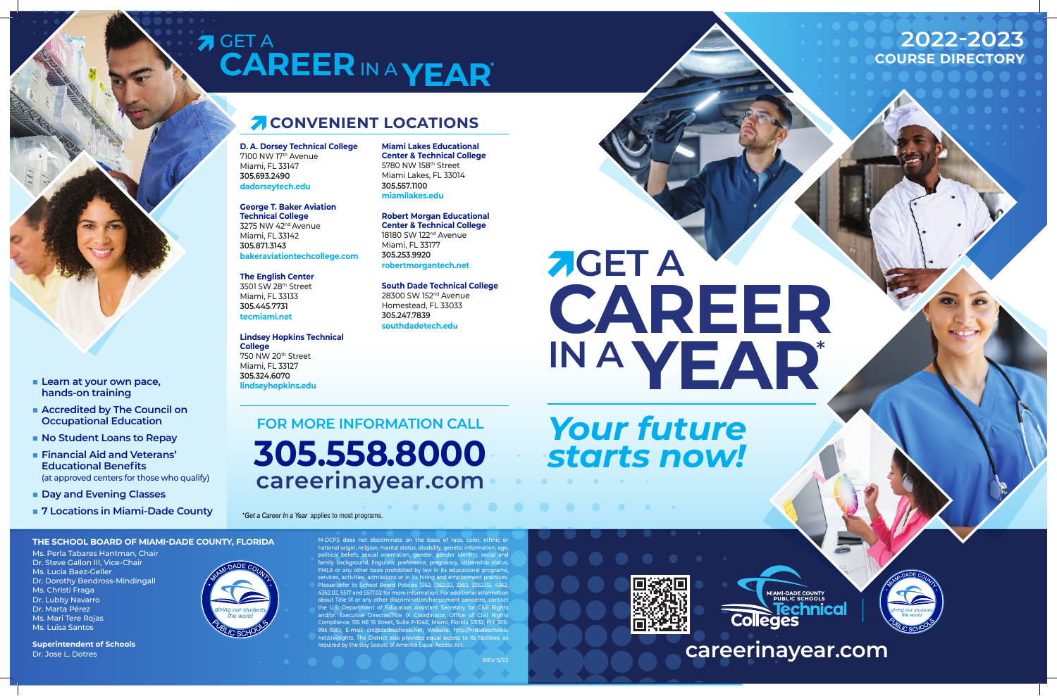# GET A CAREER IN A YEAR*

## CONVENIENT LOCATIONS

**D. A. Dorsey Technical College**
7100 NW 17th Avenue
Miami, FL 33147
**305.693.2490**
dadorseytech.edu

**George T. Baker Aviation Technical College**
3275 NW 42nd Avenue
Miami, FL 33142
**305.871.3143**
bakeraviationtechcollege.com

**The English Center**
3501 SW 28th Street
Miami, FL 33133
**305.445.7731**
tecmiami.net

**Lindsey Hopkins Technical College**
750 NW 20th Street
Miami, FL 33127
**305.324.6070**
lindseyhopkins.edu

**Miami Lakes Educational Center & Technical College**
5780 NW 158th Street
Miami Lakes, FL 33014
**305.557.1100**
miamilakes.edu

**Robert Morgan Educational Center & Technical College**
18180 SW 122nd Avenue
Miami, FL 33177
**305.253.9920**
robertmorgantech.net

**South Dade Technical College**
28300 SW 152nd Avenue
Homestead, FL 33033
**305.247.7839**
southdadetech.edu

- Learn at your own pace, hands-on training
- Accredited by The Council on Occupational Education
- No Student Loans to Repay
- Financial Aid and Veterans' Educational Benefits (at approved centers for those who qualify)
- Day and Evening Classes
- 7 Locations in Miami-Dade County

FOR MORE INFORMATION CALL
**305.558.8000**
**careerinayear.com**

*Get a Career In a Year applies to most programs.

# 2022-2023 COURSE DIRECTORY

# GET A CAREER IN A YEAR*

***Your future starts now!***

**THE SCHOOL BOARD OF MIAMI-DADE COUNTY, FLORIDA**
Ms. Perla Tabares Hantman, Chair
Dr. Steve Gallon III, Vice-Chair
Ms. Lucia Baez-Geller
Dr. Dorothy Bendross-Mindingall
Ms. Christi Fraga
Dr. Lubby Navarro
Dr. Marta Pérez
Ms. Mari Tere Rojas
Ms. Luisa Santos

**Superintendent of Schools**
Dr. Jose L. Dotres

M-DCPS does not discriminate on the basis of race, color, ethnic or national origin, religion, marital status, disability, genetic information, age, political beliefs, sexual orientation, gender, gender identity, social and family background, linguistic preference, pregnancy, citizenship status, FMLA or any other basis prohibited by law in its educational programs, services, activities, admissions or in its hiring and employment practices. Please refer to School Board Policies 1362, 1362.02, 3362, 3362.02, 4362, 4362.02, 5517 and 5517.02 for more information. For additional information about Title IX or any other discrimination/harassment concerns, contact the U.S. Department of Education Assistant Secretary for Civil Rights and/or: Executive Director/Title IX Coordinator, Office of Civil Rights Compliance, 155 NE 15 Street, Suite P-104E, Miami, Florida 33132; PH: 305-995-1580; E-mail: crc@dadeschools.net; Website: http://hrdadeschools.net/civilrights. The District also provides equal access to its facilities, as required by the Boy Scouts of America Equal Access Act.

REV 5/22

MIAMI-DADE COUNTY PUBLIC SCHOOLS Technical Colleges

**careerinayear.com**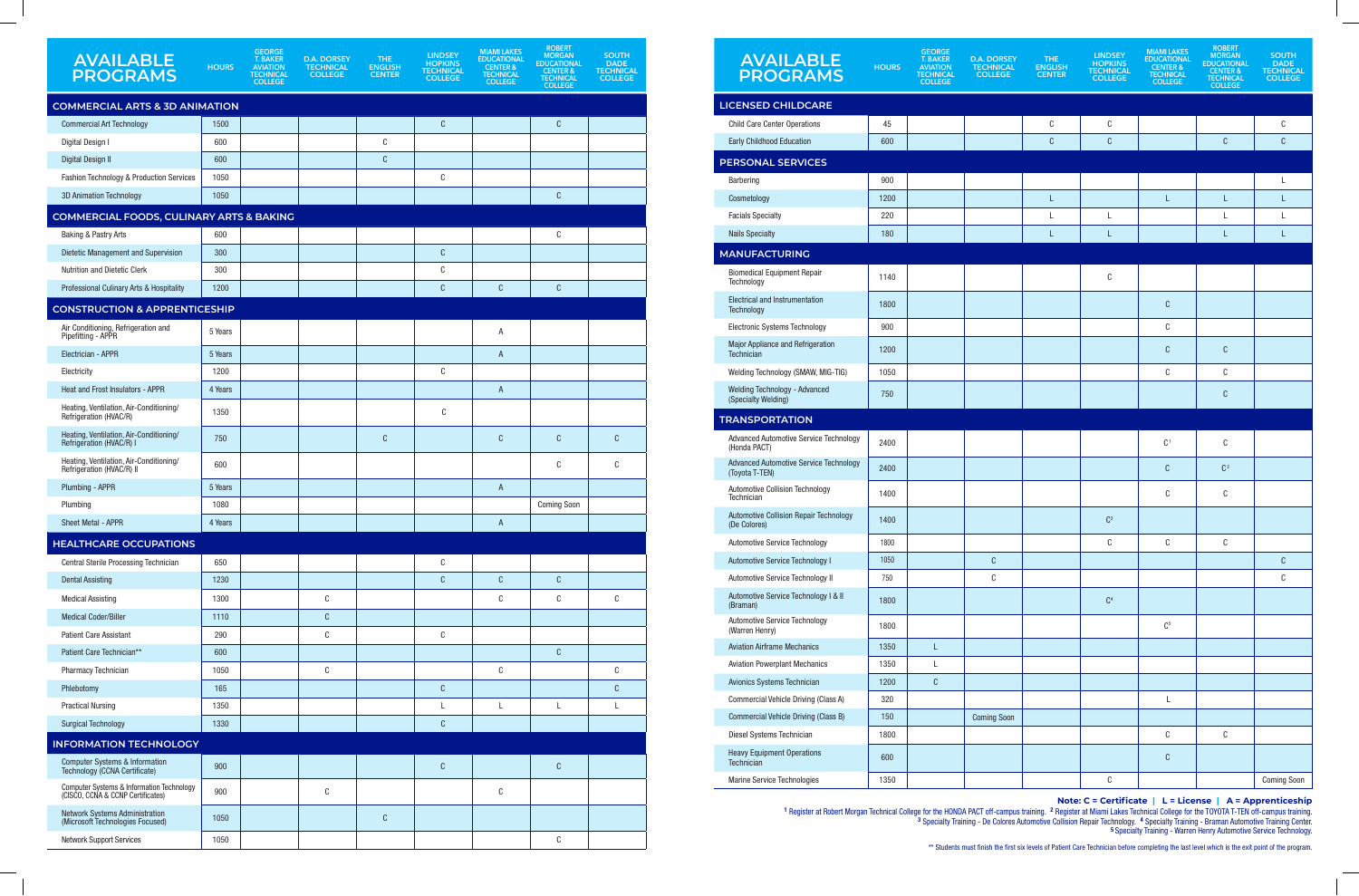| AVAILABLE PROGRAMS | HOURS | GEORGE T. BAKER AVIATION TECHNICAL COLLEGE | D.A. DORSEY TECHNICAL COLLEGE | THE ENGLISH CENTER | LINDSEY HOPKINS TECHNICAL COLLEGE | MIAMI LAKES EDUCATIONAL CENTER & TECHNICAL COLLEGE | ROBERT MORGAN EDUCATIONAL CENTER & TECHNICAL COLLEGE | SOUTH DADE TECHNICAL COLLEGE |
|---|---|---|---|---|---|---|---|---|
| **COMMERCIAL ARTS & 3D ANIMATION** | | | | | | | | |
| Commercial Art Technology | 1500 | | | | C | | C | |
| Digital Design I | 600 | | | C | | | | |
| Digital Design II | 600 | | | C | | | | |
| Fashion Technology & Production Services | 1050 | | | | C | | | |
| 3D Animation Technology | 1050 | | | | | | C | |
| **COMMERCIAL FOODS, CULINARY ARTS & BAKING** | | | | | | | | |
| Baking & Pastry Arts | 600 | | | | | | C | |
| Dietetic Management and Supervision | 300 | | | | C | | | |
| Nutrition and Dietetic Clerk | 300 | | | | C | | | |
| Professional Culinary Arts & Hospitality | 1200 | | | | C | C | C | |
| **CONSTRUCTION & APPRENTICESHIP** | | | | | | | | |
| Air Conditioning, Refrigeration and Pipefitting - APPR | 5 Years | | | | | A | | |
| Electrician - APPR | 5 Years | | | | | A | | |
| Electricity | 1200 | | | | C | | | |
| Heat and Frost Insulators - APPR | 4 Years | | | | | A | | |
| Heating, Ventilation, Air-Conditioning/ Refrigeration (HVAC/R) | 1350 | | | | C | | | |
| Heating, Ventilation, Air-Conditioning/ Refrigeration (HVAC/R) I | 750 | | | C | | C | C | C |
| Heating, Ventilation, Air-Conditioning/ Refrigeration (HVAC/R) II | 600 | | | | | | C | C |
| Plumbing - APPR | 5 Years | | | | | A | | |
| Plumbing | 1080 | | | | | | Coming Soon | |
| Sheet Metal - APPR | 4 Years | | | | | A | | |
| **HEALTHCARE OCCUPATIONS** | | | | | | | | |
| Central Sterile Processing Technician | 650 | | | | C | | | |
| Dental Assisting | 1230 | | | | C | C | C | |
| Medical Assisting | 1300 | | C | | | C | C | C |
| Medical Coder/Biller | 1110 | | C | | | | | |
| Patient Care Assistant | 290 | | C | | C | | | |
| Patient Care Technician** | 600 | | | | | | C | |
| Pharmacy Technician | 1050 | | C | | | C | | C |
| Phlebotomy | 165 | | | | C | | | C |
| Practical Nursing | 1350 | | | | L | L | L | L |
| Surgical Technology | 1330 | | | | C | | | |
| **INFORMATION TECHNOLOGY** | | | | | | | | |
| Computer Systems & Information Technology (CCNA Certificate) | 900 | | | | C | | C | |
| Computer Systems & Information Technology (CISCO, CCNA & CCNP Certificates) | 900 | | C | | | C | | |
| Network Systems Administration (Microsoft Technologies Focused) | 1050 | | | C | | | | |
| Network Support Services | 1050 | | | | | | C | |

| AVAILABLE PROGRAMS | HOURS | GEORGE T. BAKER AVIATION TECHNICAL COLLEGE | D.A. DORSEY TECHNICAL COLLEGE | THE ENGLISH CENTER | LINDSEY HOPKINS TECHNICAL COLLEGE | MIAMI LAKES EDUCATIONAL CENTER & TECHNICAL COLLEGE | ROBERT MORGAN EDUCATIONAL CENTER & TECHNICAL COLLEGE | SOUTH DADE TECHNICAL COLLEGE |
|---|---|---|---|---|---|---|---|---|
| **LICENSED CHILDCARE** | | | | | | | | |
| Child Care Center Operations | 45 | | | C | C | | | C |
| Early Childhood Education | 600 | | | C | C | | C | C |
| **PERSONAL SERVICES** | | | | | | | | |
| Barbering | 900 | | | | | | | L |
| Cosmetology | 1200 | | | L | | L | L | L |
| Facials Specialty | 220 | | | L | L | | L | L |
| Nails Specialty | 180 | | | L | L | | L | L |
| **MANUFACTURING** | | | | | | | | |
| Biomedical Equipment Repair Technology | 1140 | | | | C | | | |
| Electrical and Instrumentation Technology | 1800 | | | | | C | | |
| Electronic Systems Technology | 900 | | | | | C | | |
| Major Appliance and Refrigeration Technician | 1200 | | | | | C | C | |
| Welding Technology (SMAW, MIG-TIG) | 1050 | | | | | C | C | |
| Welding Technology - Advanced (Specialty Welding) | 750 | | | | | | C | |
| **TRANSPORTATION** | | | | | | | | |
| Advanced Automotive Service Technology (Honda PACT) | 2400 | | | | | C[1] | C | |
| Advanced Automotive Service Technology (Toyota T-TEN) | 2400 | | | | | C | C[2] | |
| Automotive Collision Technology Technician | 1400 | | | | | C | C | |
| Automotive Collision Repair Technology (De Colores) | 1400 | | | | C[3] | | | |
| Automotive Service Technology | 1800 | | | | C | C | C | |
| Automotive Service Technology I | 1050 | | C | | | | | C |
| Automotive Service Technology II | 750 | | C | | | | | C |
| Automotive Service Technology I & II (Braman) | 1800 | | | | C[4] | | | |
| Automotive Service Technology (Warren Henry) | 1800 | | | | | C[5] | | |
| Aviation Airframe Mechanics | 1350 | L | | | | | | |
| Aviation Powerplant Mechanics | 1350 | L | | | | | | |
| Avionics Systems Technician | 1200 | C | | | | | | |
| Commercial Vehicle Driving (Class A) | 320 | | | | | L | | |
| Commercial Vehicle Driving (Class B) | 150 | | Coming Soon | | | | | |
| Diesel Systems Technician | 1800 | | | | | C | C | |
| Heavy Equipment Operations Technician | 600 | | | | | C | | |
| Marine Service Technologies | 1350 | | | | C | | | Coming Soon |

**Note: C = Certificate | L = License | A = Apprenticeship**

[1] Register at Robert Morgan Technical College for the HONDA PACT off-campus training. [2] Register at Miami Lakes Technical College for the TOYOTA T-TEN off-campus training. [3] Specialty Training - De Colores Automotive Collision Repair Technology. [4] Specialty Training - Braman Automotive Training Center. [5] Specialty Training - Warren Henry Automotive Service Technology.

** Students must finish the first six levels of Patient Care Technician before completing the last level which is the exit point of the program.